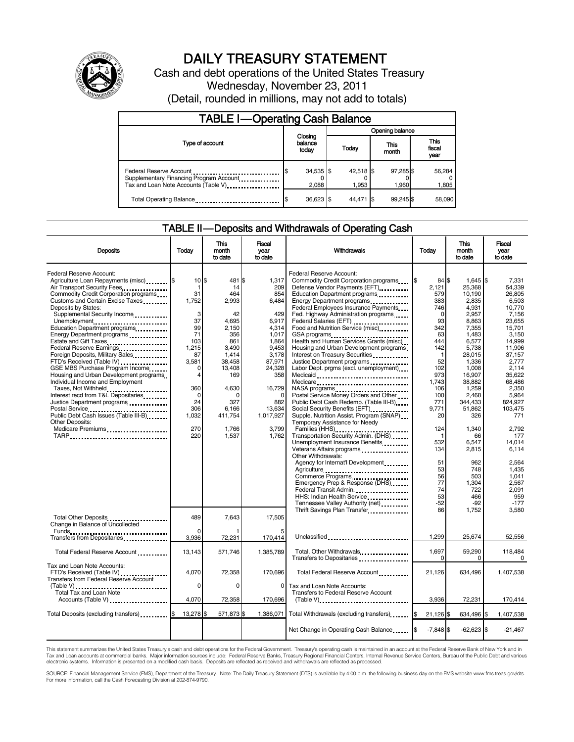# DAILY TREASURY STATEMENT

Cash and debt operations of the United States Treasury

Wednesday, November 23, 2011

(Detail, rounded in millions, may not add to totals)

## TABLE I—Operating Cash Balance

| Type of account | Closing balance today | Opening balance Today | Opening balance This month | Opening balance This fiscal year |
|---|---|---|---|---|
| Federal Reserve Account | $ 34,535 | $ 42,518 | $ 97,285 | $ 56,284 |
| Supplementary Financing Program Account | 0 | 0 | 0 | 0 |
| Tax and Loan Note Accounts (Table V) | 2,088 | 1,953 | 1,960 | 1,805 |
| Total Operating Balance | $ 36,623 | $ 44,471 | $ 99,245 | $ 58,090 |

## TABLE II—Deposits and Withdrawals of Operating Cash

| Deposits | Today | This month to date | Fiscal year to date |
|---|---|---|---|
| Federal Reserve Account: | | | |
| Agriculture Loan Repayments (misc) | $ 10 | $ 481 | $ 1,317 |
| Air Transport Security Fees | 1 | 14 | 209 |
| Commodity Credit Corporation programs | 31 | 464 | 854 |
| Customs and Certain Excise Taxes | 1,752 | 2,993 | 6,484 |
| Deposits by States: | | | |
| Supplemental Security Income | 3 | 42 | 429 |
| Unemployment | 37 | 4,695 | 6,917 |
| Education Department programs | 99 | 2,150 | 4,314 |
| Energy Department programs | 71 | 356 | 1,017 |
| Estate and Gift Taxes | 103 | 861 | 1,864 |
| Federal Reserve Earnings | 1,215 | 3,490 | 9,453 |
| Foreign Deposits, Military Sales | 87 | 1,414 | 3,178 |
| FTD's Received (Table IV) | 3,581 | 38,458 | 87,971 |
| GSE MBS Purchase Program Income | 0 | 13,408 | 24,328 |
| Housing and Urban Development programs | 4 | 169 | 358 |
| Individual Income and Employment Taxes, Not Withheld | 360 | 4,630 | 16,729 |
| Interest recd from T&L Depositaries | 0 | 0 | 0 |
| Justice Department programs | 24 | 327 | 882 |
| Postal Service | 306 | 6,166 | 13,634 |
| Public Debt Cash Issues (Table III-B) | 1,032 | 411,754 | 1,017,927 |
| Other Deposits: | | | |
| Medicare Premiums | 270 | 1,766 | 3,799 |
| TARP | 220 | 1,537 | 1,762 |
| Total Other Deposits | 489 | 7,643 | 17,505 |
| Change in Balance of Uncollected Funds | 0 | 1 | 5 |
| Transfers from Depositaries | 3,936 | 72,231 | 170,414 |
| Total Federal Reserve Account | 13,143 | 571,746 | 1,385,789 |
| Tax and Loan Note Accounts: | | | |
| FTD's Received (Table IV) | 4,070 | 72,358 | 170,696 |
| Transfers from Federal Reserve Account (Table V) | 0 | 0 | 0 |
| Total Tax and Loan Note Accounts (Table V) | 4,070 | 72,358 | 170,696 |
| Total Deposits (excluding transfers) | $ 13,278 | $ 571,873 | $ 1,386,071 |

| Withdrawals | Today | This month to date | Fiscal year to date |
|---|---|---|---|
| Federal Reserve Account: | | | |
| Commodity Credit Corporation programs | $ 84 | $ 1,645 | $ 7,331 |
| Defense Vendor Payments (EFT) | 2,121 | 25,368 | 54,339 |
| Education Department programs | 579 | 10,190 | 26,805 |
| Energy Department programs | 383 | 2,835 | 6,503 |
| Federal Employees Insurance Payments | 746 | 4,931 | 10,770 |
| Fed. Highway Administration programs | 0 | 2,957 | 7,156 |
| Federal Salaries (EFT) | 93 | 8,863 | 23,655 |
| Food and Nutrition Service (misc) | 342 | 7,355 | 15,701 |
| GSA programs | 63 | 1,483 | 3,150 |
| Health and Human Services Grants (misc) | 444 | 6,577 | 14,999 |
| Housing and Urban Development programs | 142 | 5,738 | 11,906 |
| Interest on Treasury Securities | 1 | 28,015 | 37,157 |
| Justice Department programs | 52 | 1,336 | 2,777 |
| Labor Dept. prgms (excl. unemployment) | 102 | 1,008 | 2,114 |
| Medicaid | 973 | 16,907 | 35,622 |
| Medicare | 1,743 | 38,882 | 68,486 |
| NASA programs | 106 | 1,259 | 2,350 |
| Postal Service Money Orders and Other | 100 | 2,468 | 5,964 |
| Public Debt Cash Redemp. (Table III-B) | 771 | 344,433 | 824,927 |
| Social Security Benefits (EFT) | 9,771 | 51,862 | 103,475 |
| Supple. Nutrition Assist. Program (SNAP) | 20 | 326 | 771 |
| Temporary Assistance for Needy Families (HHS) | 124 | 1,340 | 2,792 |
| Transportation Security Admin. (DHS) | 1 | 66 | 177 |
| Unemployment Insurance Benefits | 532 | 6,547 | 14,014 |
| Veterans Affairs programs | 134 | 2,815 | 6,114 |
| Other Withdrawals: | | | |
| Agency for Internat'l Development | 51 | 962 | 2,564 |
| Agriculture | 53 | 748 | 1,435 |
| Commerce Programs | 56 | 503 | 1,041 |
| Emergency Prep & Response (DHS) | 77 | 1,304 | 2,567 |
| Federal Transit Admin. | 74 | 722 | 2,091 |
| HHS: Indian Health Service | 53 | 466 | 959 |
| Tennessee Valley Authority (net) | -52 | -92 | -177 |
| Thrift Savings Plan Transfer | 86 | 1,752 | 3,580 |
| Unclassified | 1,299 | 25,674 | 52,556 |
| Total, Other Withdrawals | 1,697 | 59,290 | 118,484 |
| Transfers to Depositaries | 0 | 0 | 0 |
| Total Federal Reserve Account | 21,126 | 634,496 | 1,407,538 |
| Tax and Loan Note Accounts: | | | |
| Transfers to Federal Reserve Account (Table V) | 3,936 | 72,231 | 170,414 |
| Total Withdrawals (excluding transfers) | $ 21,126 | $ 634,496 | $ 1,407,538 |
| Net Change in Operating Cash Balance | $ -7,848 | $ -62,623 | $ -21,467 |

This statement summarizes the United States Treasury's cash and debt operations for the Federal Government. Treasury's operating cash is maintained in an account at the Federal Reserve Bank of New York and in Tax and Loan accounts at commercial banks. Major information sources include: Federal Reserve Banks, Treasury Regional Financial Centers, Internal Revenue Service Centers, Bureau of the Public Debt and various electronic systems. Information is presented on a modified cash basis. Deposits are reflected as received and withdrawals are reflected as processed.

SOURCE: Financial Management Service (FMS), Department of the Treasury. Note: The Daily Treasury Statement (DTS) is available by 4:00 p.m. the following business day on the FMS website www.fms.treas.gov/dts. For more information, call the Cash Forecasting Division at 202-874-9790.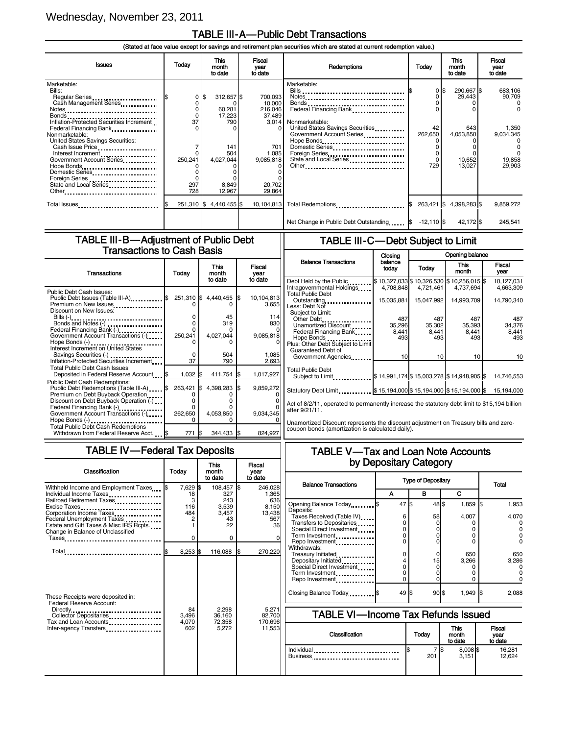Wednesday, November 23, 2011

## TABLE III-A—Public Debt Transactions

(Stated at face value except for savings and retirement plan securities which are stated at current redemption value.)

| Issues | Today | This month to date | Fiscal year to date |
|---|---|---|---|
| Marketable: | | | |
| Bills: | | | |
| Regular Series | $ 0 | $ 312,657 | $ 700,093 |
| Cash Management Series | 0 | 0 | 10,000 |
| Notes | 0 | 60,281 | 216,046 |
| Bonds | 0 | 17,223 | 37,489 |
| Inflation-Protected Securities Increment | 37 | 790 | 3,014 |
| Federal Financing Bank | 0 | 0 | 0 |
| Nonmarketable: | | | |
| United States Savings Securities: | | | |
| Cash Issue Price | 7 | 141 | 701 |
| Interest Increment | 0 | 504 | 1,085 |
| Government Account Series | 250,241 | 4,027,044 | 9,085,818 |
| Hope Bonds | 0 | 0 | 0 |
| Domestic Series | 0 | 0 | 0 |
| Foreign Series | 0 | 0 | 0 |
| State and Local Series | 297 | 8,849 | 20,702 |
| Other | 728 | 12,967 | 29,864 |
| Total Issues | $ 251,310 | $ 4,440,455 | $ 10,104,813 |

| Redemptions | Today | This month to date | Fiscal year to date |
|---|---|---|---|
| Marketable: | | | |
| Bills | $ 0 | $ 290,667 | $ 683,106 |
| Notes | 0 | 29,443 | 90,709 |
| Bonds | 0 | 0 | 0 |
| Federal Financing Bank | 0 | 0 | 0 |
| Nonmarketable: | | | |
| United States Savings Securities | 42 | 643 | 1,350 |
| Government Account Series | 262,650 | 4,053,850 | 9,034,345 |
| Hope Bonds | 0 | 0 | 0 |
| Domestic Series | 0 | 0 | 0 |
| Foreign Series | 0 | 0 | 0 |
| State and Local Series | 0 | 10,652 | 19,858 |
| Other | 729 | 13,027 | 29,903 |
| Total Redemptions | $ 263,421 | $ 4,398,283 | $ 9,859,272 |
| Net Change in Public Debt Outstanding | $ -12,110 | $ 42,172 | $ 245,541 |

## TABLE III-B—Adjustment of Public Debt Transactions to Cash Basis

| Transactions | Today | This month to date | Fiscal year to date |
|---|---|---|---|
| Public Debt Cash Issues: | | | |
| Public Debt Issues (Table III-A) | $ 251,310 | $ 4,440,455 | $ 10,104,813 |
| Premium on New Issues | 0 | 0 | 3,655 |
| Discount on New Issues: | | | |
| Bills (-) | 0 | 45 | 114 |
| Bonds and Notes (-) | 0 | 319 | 830 |
| Federal Financing Bank (-) | 0 | 0 | 0 |
| Government Account Transactions (-) | 250,241 | 4,027,044 | 9,085,818 |
| Hope Bonds (-) | 0 | 0 | 0 |
| Interest Increment on United States Savings Securities (-) | 0 | 504 | 1,085 |
| Inflation-Protected Securities Increment | 37 | 790 | 2,693 |
| Total Public Debt Cash Issues Deposited in Federal Reserve Account | $ 1,032 | $ 411,754 | $ 1,017,927 |
| Public Debt Cash Redemptions: | | | |
| Public Debt Redemptions (Table III-A) | $ 263,421 | $ 4,398,283 | $ 9,859,272 |
| Premium on Debt Buyback Operation | 0 | 0 | 0 |
| Discount on Debt Buyback Operation (-) | 0 | 0 | 0 |
| Federal Financing Bank (-) | 0 | 0 | 0 |
| Government Account Transactions (-) | 262,650 | 4,053,850 | 9,034,345 |
| Hope Bonds (-) | 0 | 0 | 0 |
| Total Public Debt Cash Redemptions Withdrawn from Federal Reserve Acct. | $ 771 | $ 344,433 | $ 824,927 |

## TABLE III-C—Debt Subject to Limit

| Balance Transactions | Closing balance today | Opening balance Today | Opening balance This month | Opening balance Fiscal year |
|---|---|---|---|---|
| Debt Held by the Public | $ 10,327,033 | $ 10,326,530 | $ 10,256,015 | $ 10,127,031 |
| Intragovernmental Holdings | 4,708,848 | 4,721,461 | 4,737,694 | 4,663,309 |
| Total Public Debt Outstanding | 15,035,881 | 15,047,992 | 14,993,709 | 14,790,340 |
| Less: Debt Not Subject to Limit: | | | | |
| Other Debt | 487 | 487 | 487 | 487 |
| Unamortized Discount | 35,296 | 35,302 | 35,393 | 34,376 |
| Federal Financing Bank | 8,441 | 8,441 | 8,441 | 8,441 |
| Hope Bonds | 493 | 493 | 493 | 493 |
| Plus: Other Debt Subject to Limit | | | | |
| Guaranteed Debt of Government Agencies | 10 | 10 | 10 | 10 |
| Total Public Debt Subject to Limit | $ 14,991,174 | $ 15,003,278 | $ 14,948,905 | $ 14,746,553 |
| Statutory Debt Limit | $ 15,194,000 | $ 15,194,000 | $ 15,194,000 | $ 15,194,000 |

Act of 8/2/11, operated to permanently increase the statutory debt limit to $15,194 billion after 9/21/11.

Unamortized Discount represents the discount adjustment on Treasury bills and zero-coupon bonds (amortization is calculated daily).

## TABLE IV—Federal Tax Deposits

| Classification | Today | This month to date | Fiscal year to date |
|---|---|---|---|
| Withheld Income and Employment Taxes | $ 7,629 | $ 108,457 | $ 246,028 |
| Individual Income Taxes | 18 | 327 | 1,365 |
| Railroad Retirement Taxes | 3 | 243 | 636 |
| Excise Taxes | 116 | 3,539 | 8,150 |
| Corporation Income Taxes | 484 | 3,457 | 13,438 |
| Federal Unemployment Taxes | 2 | 43 | 567 |
| Estate and Gift Taxes & Misc IRS Rcpts. | 1 | 22 | 36 |
| Change in Balance of Unclassified Taxes | 0 | 0 | 0 |
| Total | $ 8,253 | $ 116,088 | $ 270,220 |
| These Receipts were deposited in: | | | |
| Federal Reserve Account: | | | |
| Directly | 84 | 2,298 | 5,271 |
| Collector Depositaries | 3,496 | 36,160 | 82,700 |
| Tax and Loan Accounts | 4,070 | 72,358 | 170,696 |
| Inter-agency Transfers | 602 | 5,272 | 11,553 |

## TABLE V—Tax and Loan Note Accounts by Depositary Category

| Balance Transactions | Type of Depositary A | Type of Depositary B | Type of Depositary C | Total |
|---|---|---|---|---|
| Opening Balance Today | $ 47 | $ 48 | $ 1,859 | $ 1,953 |
| Deposits: | | | | |
| Taxes Received (Table IV) | 6 | 58 | 4,007 | 4,070 |
| Transfers to Depositaries | 0 | 0 | 0 | 0 |
| Special Direct Investment | 0 | 0 | 0 | 0 |
| Term Investment | 0 | 0 | 0 | 0 |
| Repo Investment | 0 | 0 | 0 | 0 |
| Withdrawals: | | | | |
| Treasury Initiated | 0 | 0 | 650 | 650 |
| Depositary Initiated | 4 | 15 | 3,266 | 3,286 |
| Special Direct Investment | 0 | 0 | 0 | 0 |
| Term Investment | 0 | 0 | 0 | 0 |
| Repo Investment | 0 | 0 | 0 | 0 |
| Closing Balance Today | $ 49 | $ 90 | $ 1,949 | $ 2,088 |

## TABLE VI—Income Tax Refunds Issued

| Classification | Today | This month to date | Fiscal year to date |
|---|---|---|---|
| Individual | $ 7 | $ 8,008 | $ 16,281 |
| Business | 201 | 3,151 | 12,624 |